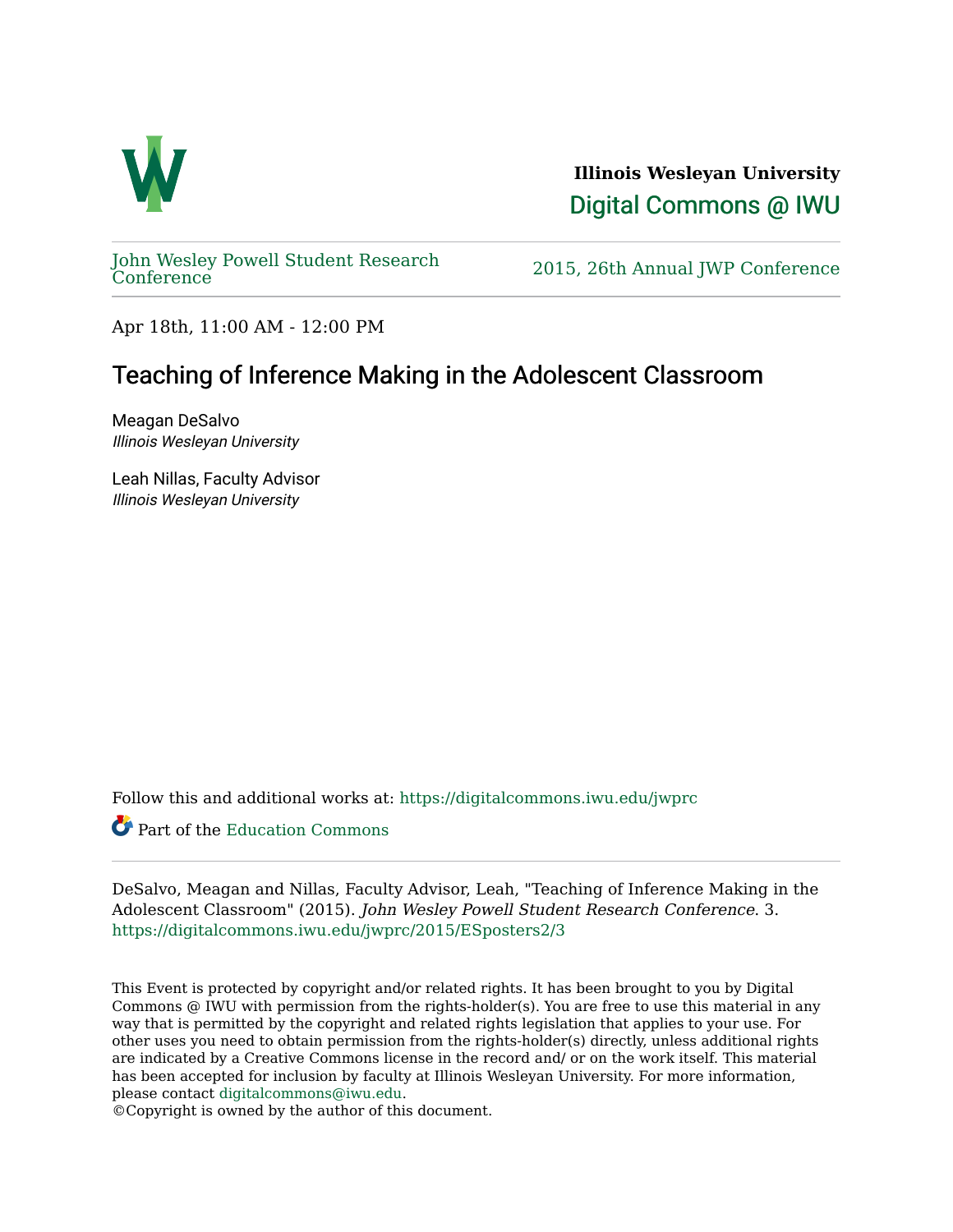**Illinois Wesleyan University**

Digital Commons @ IWU

John Wesley Powell Student Research Conference | 2015, 26th Annual JWP Conference

Apr 18th, 11:00 AM - 12:00 PM

# Teaching of Inference Making in the Adolescent Classroom

Meagan DeSalvo
*Illinois Wesleyan University*

Leah Nillas, Faculty Advisor
*Illinois Wesleyan University*

Follow this and additional works at: https://digitalcommons.iwu.edu/jwprc

Part of the Education Commons

DeSalvo, Meagan and Nillas, Faculty Advisor, Leah, "Teaching of Inference Making in the Adolescent Classroom" (2015). *John Wesley Powell Student Research Conference*. 3.
https://digitalcommons.iwu.edu/jwprc/2015/ESposters2/3

This Event is protected by copyright and/or related rights. It has been brought to you by Digital Commons @ IWU with permission from the rights-holder(s). You are free to use this material in any way that is permitted by the copyright and related rights legislation that applies to your use. For other uses you need to obtain permission from the rights-holder(s) directly, unless additional rights are indicated by a Creative Commons license in the record and/ or on the work itself. This material has been accepted for inclusion by faculty at Illinois Wesleyan University. For more information, please contact digitalcommons@iwu.edu.
©Copyright is owned by the author of this document.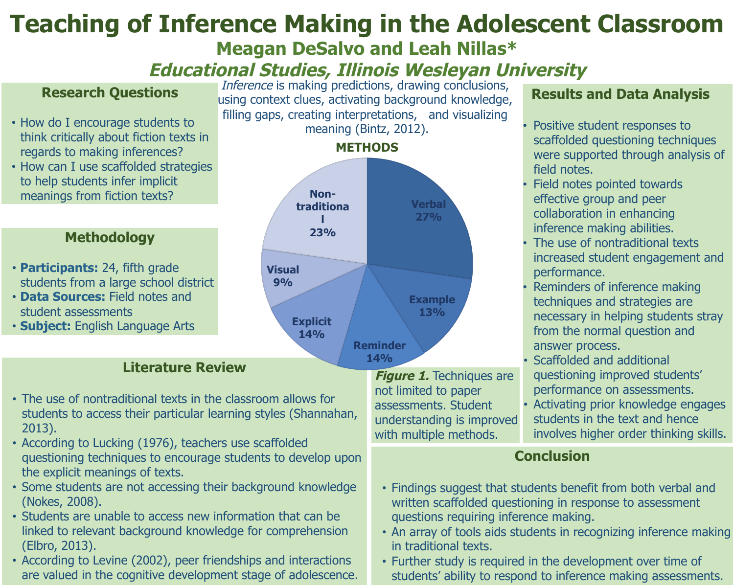# Teaching of Inference Making in the Adolescent Classroom

## Meagan DeSalvo and Leah Nillas*

### *Educational Studies, Illinois Wesleyan University*

## Research Questions

- How do I encourage students to think critically about fiction texts in regards to making inferences?
- How can I use scaffolded strategies to help students infer implicit meanings from fiction texts?

## Methodology

- **Participants:** 24, fifth grade students from a large school district
- **Data Sources:** Field notes and student assessments
- **Subject:** English Language Arts

## Literature Review

- The use of nontraditional texts in the classroom allows for students to access their particular learning styles (Shannahan, 2013).
- According to Lucking (1976), teachers use scaffolded questioning techniques to encourage students to develop upon the explicit meanings of texts.
- Some students are not accessing their background knowledge (Nokes, 2008).
- Students are unable to access new information that can be linked to relevant background knowledge for comprehension (Elbro, 2013).
- According to Levine (2002), peer friendships and interactions are valued in the cognitive development stage of adolescence.

*Inference* is making predictions, drawing conclusions, using context clues, activating background knowledge, filling gaps, creating interpretations, and visualizing meaning (Bintz, 2012).

## METHODS

Verbal 27%
Example 13%
Reminder 14%
Explicit 14%
Visual 9%
Non-traditional 23%

***Figure 1.*** Techniques are not limited to paper assessments. Student understanding is improved with multiple methods.

## Results and Data Analysis

- Positive student responses to scaffolded questioning techniques were supported through analysis of field notes.
- Field notes pointed towards effective group and peer collaboration in enhancing inference making abilities.
- The use of nontraditional texts increased student engagement and performance.
- Reminders of inference making techniques and strategies are necessary in helping students stray from the normal question and answer process.
- Scaffolded and additional questioning improved students' performance on assessments.
- Activating prior knowledge engages students in the text and hence involves higher order thinking skills.

## Conclusion

- Findings suggest that students benefit from both verbal and written scaffolded questioning in response to assessment questions requiring inference making.
- An array of tools aids students in recognizing inference making in traditional texts.
- Further study is required in the development over time of students' ability to respond to inference making assessments.